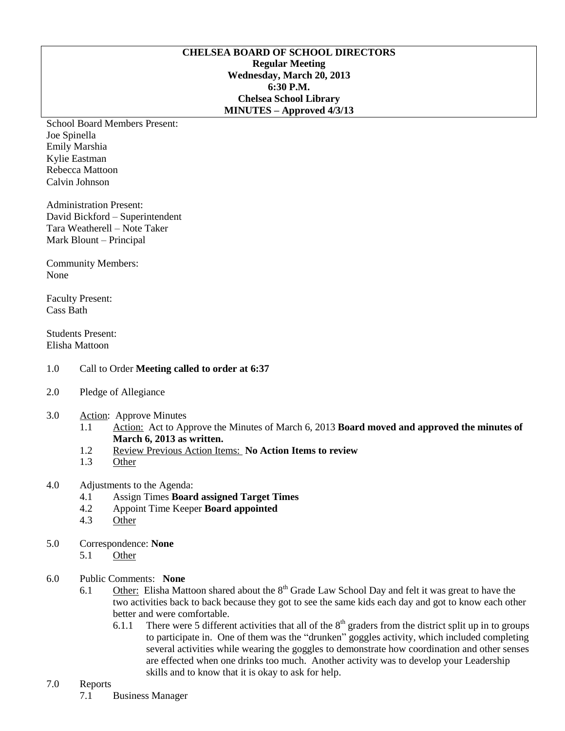**CHELSEA BOARD OF SCHOOL DIRECTORS**
**Regular Meeting**
**Wednesday, March 20, 2013**
**6:30 P.M.**
**Chelsea School Library**
**MINUTES – Approved 4/3/13**

School Board Members Present:
Joe Spinella
Emily Marshia
Kylie Eastman
Rebecca Mattoon
Calvin Johnson

Administration Present:
David Bickford – Superintendent
Tara Weatherell – Note Taker
Mark Blount – Principal

Community Members:
None

Faculty Present:
Cass Bath

Students Present:
Elisha Mattoon

1.0 Call to Order **Meeting called to order at 6:37**

2.0 Pledge of Allegiance

3.0 Action: Approve Minutes
- 1.1 Action: Act to Approve the Minutes of March 6, 2013 **Board moved and approved the minutes of March 6, 2013 as written.**
- 1.2 Review Previous Action Items: **No Action Items to review**
- 1.3 Other

4.0 Adjustments to the Agenda:
- 4.1 Assign Times **Board assigned Target Times**
- 4.2 Appoint Time Keeper **Board appointed**
- 4.3 Other

5.0 Correspondence: **None**
- 5.1 Other

6.0 Public Comments: **None**
- 6.1 Other: Elisha Mattoon shared about the 8th Grade Law School Day and felt it was great to have the two activities back to back because they got to see the same kids each day and got to know each other better and were comfortable.
  - 6.1.1 There were 5 different activities that all of the 8th graders from the district split up in to groups to participate in. One of them was the "drunken" goggles activity, which included completing several activities while wearing the goggles to demonstrate how coordination and other senses are effected when one drinks too much. Another activity was to develop your Leadership skills and to know that it is okay to ask for help.

7.0 Reports
- 7.1 Business Manager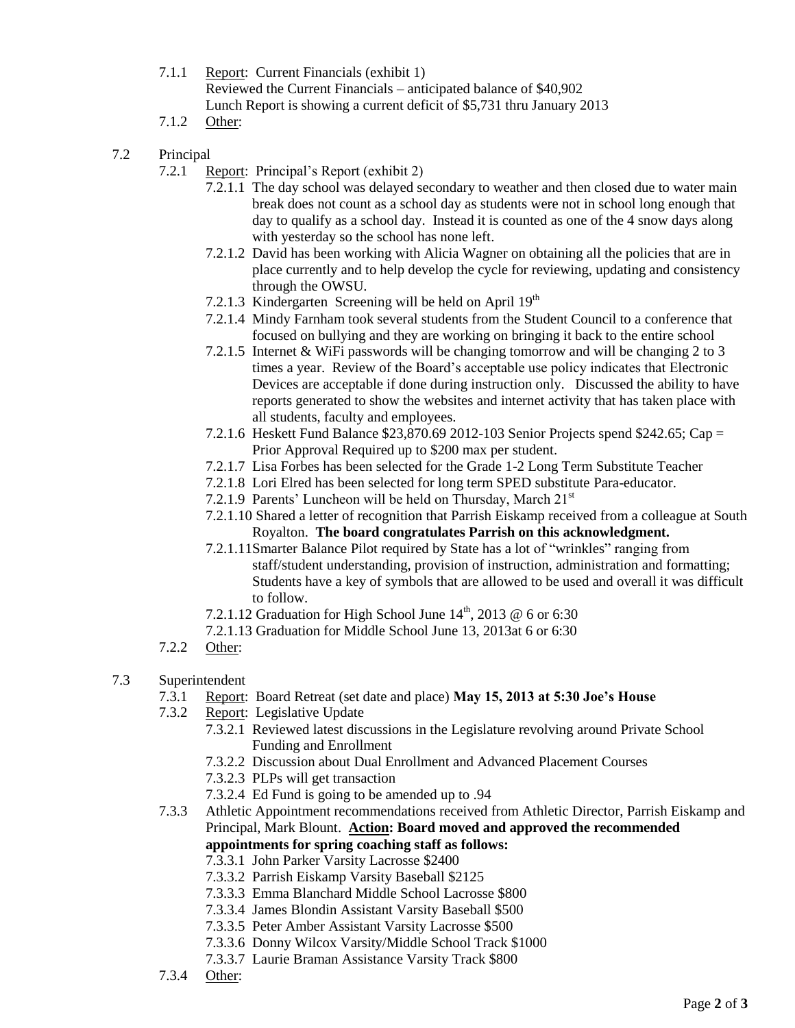- 7.1.1 Report: Current Financials (exhibit 1)
  Reviewed the Current Financials – anticipated balance of $40,902
  Lunch Report is showing a current deficit of $5,731 thru January 2013
- 7.1.2 Other:

7.2 Principal

- 7.2.1 Report: Principal's Report (exhibit 2)
  - 7.2.1.1 The day school was delayed secondary to weather and then closed due to water main break does not count as a school day as students were not in school long enough that day to qualify as a school day. Instead it is counted as one of the 4 snow days along with yesterday so the school has none left.
  - 7.2.1.2 David has been working with Alicia Wagner on obtaining all the policies that are in place currently and to help develop the cycle for reviewing, updating and consistency through the OWSU.
  - 7.2.1.3 Kindergarten Screening will be held on April 19th
  - 7.2.1.4 Mindy Farnham took several students from the Student Council to a conference that focused on bullying and they are working on bringing it back to the entire school
  - 7.2.1.5 Internet & WiFi passwords will be changing tomorrow and will be changing 2 to 3 times a year. Review of the Board's acceptable use policy indicates that Electronic Devices are acceptable if done during instruction only. Discussed the ability to have reports generated to show the websites and internet activity that has taken place with all students, faculty and employees.
  - 7.2.1.6 Heskett Fund Balance $23,870.69 2012-103 Senior Projects spend $242.65; Cap = Prior Approval Required up to $200 max per student.
  - 7.2.1.7 Lisa Forbes has been selected for the Grade 1-2 Long Term Substitute Teacher
  - 7.2.1.8 Lori Elred has been selected for long term SPED substitute Para-educator.
  - 7.2.1.9 Parents' Luncheon will be held on Thursday, March 21st
  - 7.2.1.10 Shared a letter of recognition that Parrish Eiskamp received from a colleague at South Royalton. **The board congratulates Parrish on this acknowledgment.**
  - 7.2.1.11 Smarter Balance Pilot required by State has a lot of "wrinkles" ranging from staff/student understanding, provision of instruction, administration and formatting; Students have a key of symbols that are allowed to be used and overall it was difficult to follow.
  - 7.2.1.12 Graduation for High School June 14th, 2013 @ 6 or 6:30
  - 7.2.1.13 Graduation for Middle School June 13, 2013at 6 or 6:30
- 7.2.2 Other:

7.3 Superintendent

- 7.3.1 Report: Board Retreat (set date and place) **May 15, 2013 at 5:30 Joe's House**
- 7.3.2 Report: Legislative Update
  - 7.3.2.1 Reviewed latest discussions in the Legislature revolving around Private School Funding and Enrollment
  - 7.3.2.2 Discussion about Dual Enrollment and Advanced Placement Courses
  - 7.3.2.3 PLPs will get transaction
  - 7.3.2.4 Ed Fund is going to be amended up to .94
- 7.3.3 Athletic Appointment recommendations received from Athletic Director, Parrish Eiskamp and Principal, Mark Blount. **Action: Board moved and approved the recommended appointments for spring coaching staff as follows:**
  - 7.3.3.1 John Parker Varsity Lacrosse $2400
  - 7.3.3.2 Parrish Eiskamp Varsity Baseball $2125
  - 7.3.3.3 Emma Blanchard Middle School Lacrosse $800
  - 7.3.3.4 James Blondin Assistant Varsity Baseball $500
  - 7.3.3.5 Peter Amber Assistant Varsity Lacrosse $500
  - 7.3.3.6 Donny Wilcox Varsity/Middle School Track $1000
  - 7.3.3.7 Laurie Braman Assistance Varsity Track $800
- 7.3.4 Other: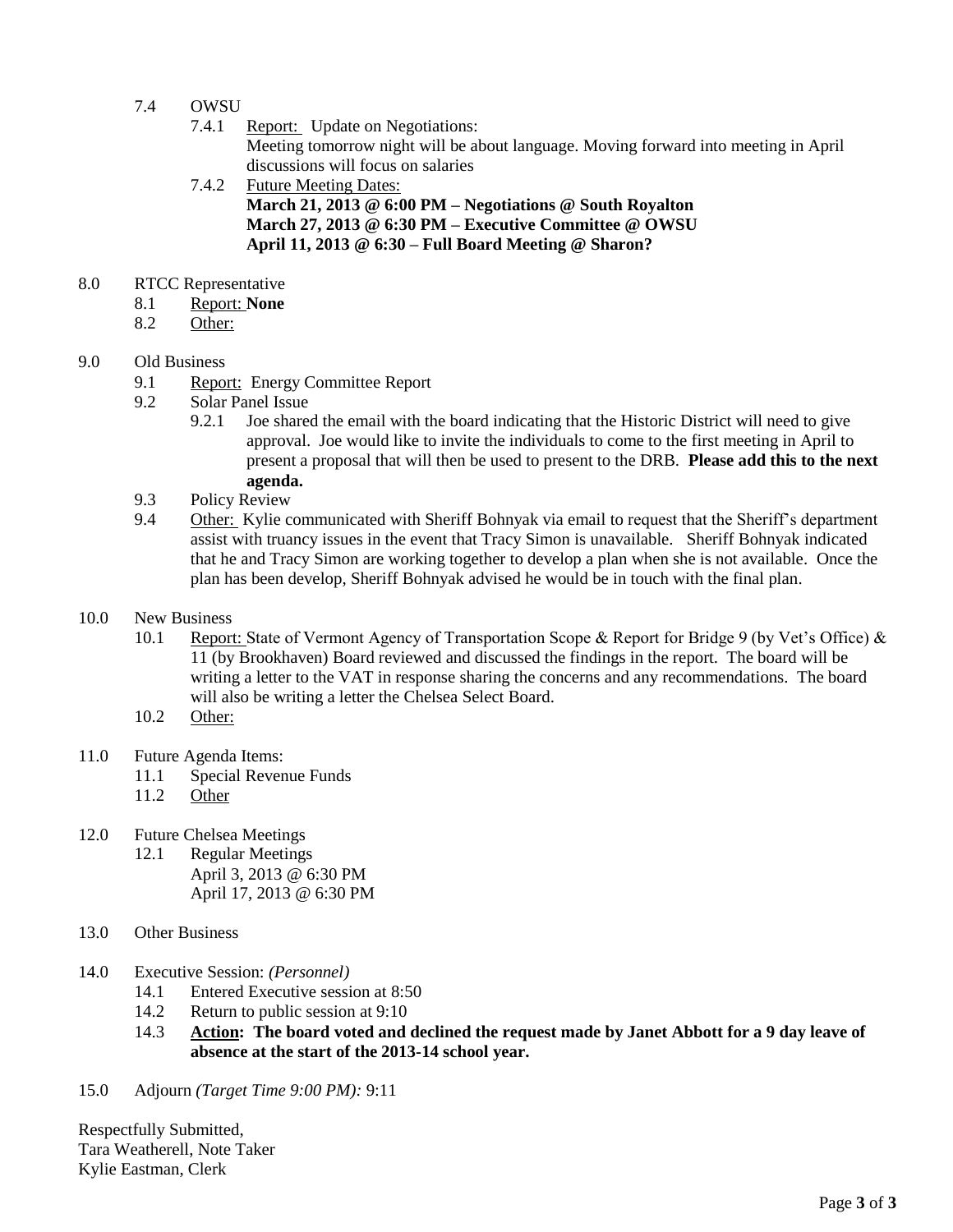- 7.4 OWSU
  - 7.4.1 Report: Update on Negotiations:
    Meeting tomorrow night will be about language. Moving forward into meeting in April discussions will focus on salaries
  - 7.4.2 Future Meeting Dates:
    **March 21, 2013 @ 6:00 PM – Negotiations @ South Royalton**
    **March 27, 2013 @ 6:30 PM – Executive Committee @ OWSU**
    **April 11, 2013 @ 6:30 – Full Board Meeting @ Sharon?**

8.0 RTCC Representative
- 8.1 Report: **None**
- 8.2 Other:

9.0 Old Business
- 9.1 Report: Energy Committee Report
- 9.2 Solar Panel Issue
  - 9.2.1 Joe shared the email with the board indicating that the Historic District will need to give approval. Joe would like to invite the individuals to come to the first meeting in April to present a proposal that will then be used to present to the DRB. **Please add this to the next agenda.**
- 9.3 Policy Review
- 9.4 Other: Kylie communicated with Sheriff Bohnyak via email to request that the Sheriff's department assist with truancy issues in the event that Tracy Simon is unavailable. Sheriff Bohnyak indicated that he and Tracy Simon are working together to develop a plan when she is not available. Once the plan has been develop, Sheriff Bohnyak advised he would be in touch with the final plan.

10.0 New Business
- 10.1 Report: State of Vermont Agency of Transportation Scope & Report for Bridge 9 (by Vet's Office) & 11 (by Brookhaven) Board reviewed and discussed the findings in the report. The board will be writing a letter to the VAT in response sharing the concerns and any recommendations. The board will also be writing a letter the Chelsea Select Board.
- 10.2 Other:

11.0 Future Agenda Items:
- 11.1 Special Revenue Funds
- 11.2 Other

12.0 Future Chelsea Meetings
- 12.1 Regular Meetings
  April 3, 2013 @ 6:30 PM
  April 17, 2013 @ 6:30 PM

13.0 Other Business

14.0 Executive Session: *(Personnel)*
- 14.1 Entered Executive session at 8:50
- 14.2 Return to public session at 9:10
- 14.3 **Action: The board voted and declined the request made by Janet Abbott for a 9 day leave of absence at the start of the 2013-14 school year.**

15.0 Adjourn *(Target Time 9:00 PM):* 9:11

Respectfully Submitted,
Tara Weatherell, Note Taker
Kylie Eastman, Clerk